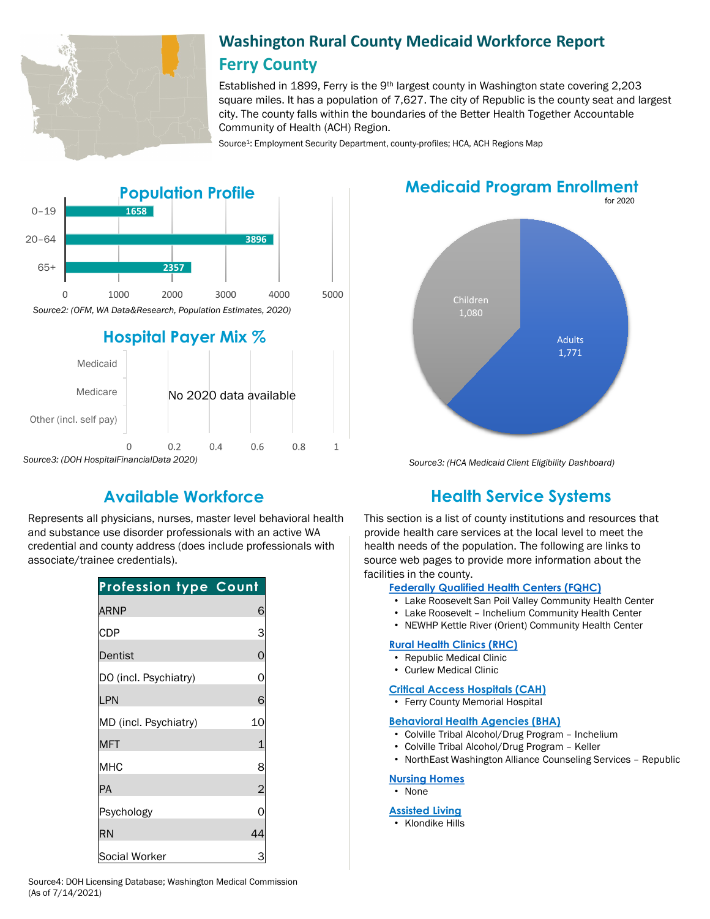# Washington Rural County Medicaid Workforce Report

## Ferry County

Established in 1899, Ferry is the 9th largest county in Washington state covering 2,203 square miles. It has a population of 7,627. The city of Republic is the county seat and largest city. The county falls within the boundaries of the Better Health Together Accountable Community of Health (ACH) Region.

Source[1]: Employment Security Department, county-profiles; HCA, ACH Regions Map

## Population Profile

| Age | Population |
|---|---|
| 0–19 | 1658 |
| 20–64 | 3896 |
| 65+ | 2357 |

*Source2: (OFM, WA Data&Research, Population Estimates, 2020)*

## Hospital Payer Mix %

Medicaid, Medicare, Other (incl. self pay): No 2020 data available

*Source3: (DOH HospitalFinancialData 2020)*

## Medicaid Program Enrollment

for 2020

| Group | Enrollment |
|---|---|
| Children | 1,080 |
| Adults | 1,771 |

*Source3: (HCA Medicaid Client Eligibility Dashboard)*

## Available Workforce

Represents all physicians, nurses, master level behavioral health and substance use disorder professionals with an active WA credential and county address (does include professionals with associate/trainee credentials).

| Profession type | Count |
|---|---|
| ARNP | 6 |
| CDP | 3 |
| Dentist | 0 |
| DO (incl. Psychiatry) | 0 |
| LPN | 6 |
| MD (incl. Psychiatry) | 10 |
| MFT | 1 |
| MHC | 8 |
| PA | 2 |
| Psychology | 0 |
| RN | 44 |
| Social Worker | 3 |

Source4: DOH Licensing Database; Washington Medical Commission (As of 7/14/2021)

## Health Service Systems

This section is a list of county institutions and resources that provide health care services at the local level to meet the health needs of the population. The following are links to source web pages to provide more information about the facilities in the county.

**Federally Qualified Health Centers (FQHC)**
- Lake Roosevelt San Poil Valley Community Health Center
- Lake Roosevelt – Inchelium Community Health Center
- NEWHP Kettle River (Orient) Community Health Center

**Rural Health Clinics (RHC)**
- Republic Medical Clinic
- Curlew Medical Clinic

**Critical Access Hospitals (CAH)**
- Ferry County Memorial Hospital

**Behavioral Health Agencies (BHA)**
- Colville Tribal Alcohol/Drug Program – Inchelium
- Colville Tribal Alcohol/Drug Program – Keller
- NorthEast Washington Alliance Counseling Services – Republic

**Nursing Homes**
- None

**Assisted Living**
- Klondike Hills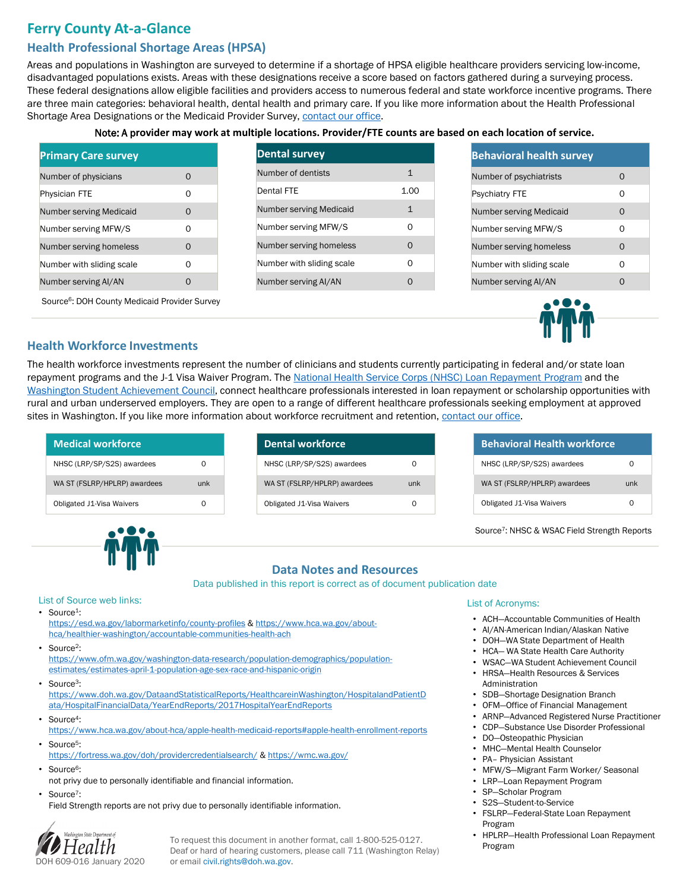# Ferry County At-a-Glance

## Health Professional Shortage Areas (HPSA)

Areas and populations in Washington are surveyed to determine if a shortage of HPSA eligible healthcare providers servicing low-income, disadvantaged populations exists. Areas with these designations receive a score based on factors gathered during a surveying process. These federal designations allow eligible facilities and providers access to numerous federal and state workforce incentive programs. There are three main categories: behavioral health, dental health and primary care. If you like more information about the Health Professional Shortage Area Designations or the Medicaid Provider Survey, contact our office.

**Note: A provider may work at multiple locations. Provider/FTE counts are based on each location of service.**

| Primary Care survey | |
|---|---|
| Number of physicians | 0 |
| Physician FTE | 0 |
| Number serving Medicaid | 0 |
| Number serving MFW/S | 0 |
| Number serving homeless | 0 |
| Number with sliding scale | 0 |
| Number serving AI/AN | 0 |

| Dental survey | |
|---|---|
| Number of dentists | 1 |
| Dental FTE | 1.00 |
| Number serving Medicaid | 1 |
| Number serving MFW/S | 0 |
| Number serving homeless | 0 |
| Number with sliding scale | 0 |
| Number serving AI/AN | 0 |

| Behavioral health survey | |
|---|---|
| Number of psychiatrists | 0 |
| Psychiatry FTE | 0 |
| Number serving Medicaid | 0 |
| Number serving MFW/S | 0 |
| Number serving homeless | 0 |
| Number with sliding scale | 0 |
| Number serving AI/AN | 0 |

Source[6]: DOH County Medicaid Provider Survey

## Health Workforce Investments

The health workforce investments represent the number of clinicians and students currently participating in federal and/or state loan repayment programs and the J-1 Visa Waiver Program. The National Health Service Corps (NHSC) Loan Repayment Program and the Washington Student Achievement Council, connect healthcare professionals interested in loan repayment or scholarship opportunities with rural and urban underserved employers. They are open to a range of different healthcare professionals seeking employment at approved sites in Washington. If you like more information about workforce recruitment and retention, contact our office.

| Medical workforce | |
|---|---|
| NHSC (LRP/SP/S2S) awardees | 0 |
| WA ST (FSLRP/HPLRP) awardees | unk |
| Obligated J1-Visa Waivers | 0 |

| Dental workforce | |
|---|---|
| NHSC (LRP/SP/S2S) awardees | 0 |
| WA ST (FSLRP/HPLRP) awardees | unk |
| Obligated J1-Visa Waivers | 0 |

| Behavioral Health workforce | |
|---|---|
| NHSC (LRP/SP/S2S) awardees | 0 |
| WA ST (FSLRP/HPLRP) awardees | unk |
| Obligated J1-Visa Waivers | 0 |

Source[7]: NHSC & WSAC Field Strength Reports

## Data Notes and Resources

Data published in this report is correct as of document publication date

### List of Source web links:

- Source[1]: https://esd.wa.gov/labormarketinfo/county-profiles & https://www.hca.wa.gov/about-hca/healthier-washington/accountable-communities-health-ach
- Source[2]: https://www.ofm.wa.gov/washington-data-research/population-demographics/population-estimates/estimates-april-1-population-age-sex-race-and-hispanic-origin
- Source[3]: https://www.doh.wa.gov/DataandStatisticalReports/HealthcareinWashington/HospitalandPatientData/HospitalFinancialData/YearEndReports/2017HospitalYearEndReports
- Source[4]: https://www.hca.wa.gov/about-hca/apple-health-medicaid-reports#apple-health-enrollment-reports
- Source[5]: https://fortress.wa.gov/doh/providercredentialsearch/ & https://wmc.wa.gov/
- Source[6]: not privy due to personally identifiable and financial information.
- Source[7]: Field Strength reports are not privy due to personally identifiable information.

### List of Acronyms:

- ACH—Accountable Communities of Health
- AI/AN-American Indian/Alaskan Native
- DOH—WA State Department of Health
- HCA— WA State Health Care Authority
- WSAC—WA Student Achievement Council
- HRSA—Health Resources & Services Administration
- SDB—Shortage Designation Branch
- OFM—Office of Financial Management
- ARNP—Advanced Registered Nurse Practitioner
- CDP—Substance Use Disorder Professional
- DO—Osteopathic Physician
- MHC—Mental Health Counselor
- PA– Physician Assistant
- MFW/S—Migrant Farm Worker/ Seasonal
- LRP—Loan Repayment Program
- SP—Scholar Program
- S2S—Student-to-Service
- FSLRP—Federal-State Loan Repayment Program
- HPLRP—Health Professional Loan Repayment Program

Washington State Department of Health

DOH 609-016 January 2020

To request this document in another format, call 1-800-525-0127. Deaf or hard of hearing customers, please call 711 (Washington Relay) or email civil.rights@doh.wa.gov.